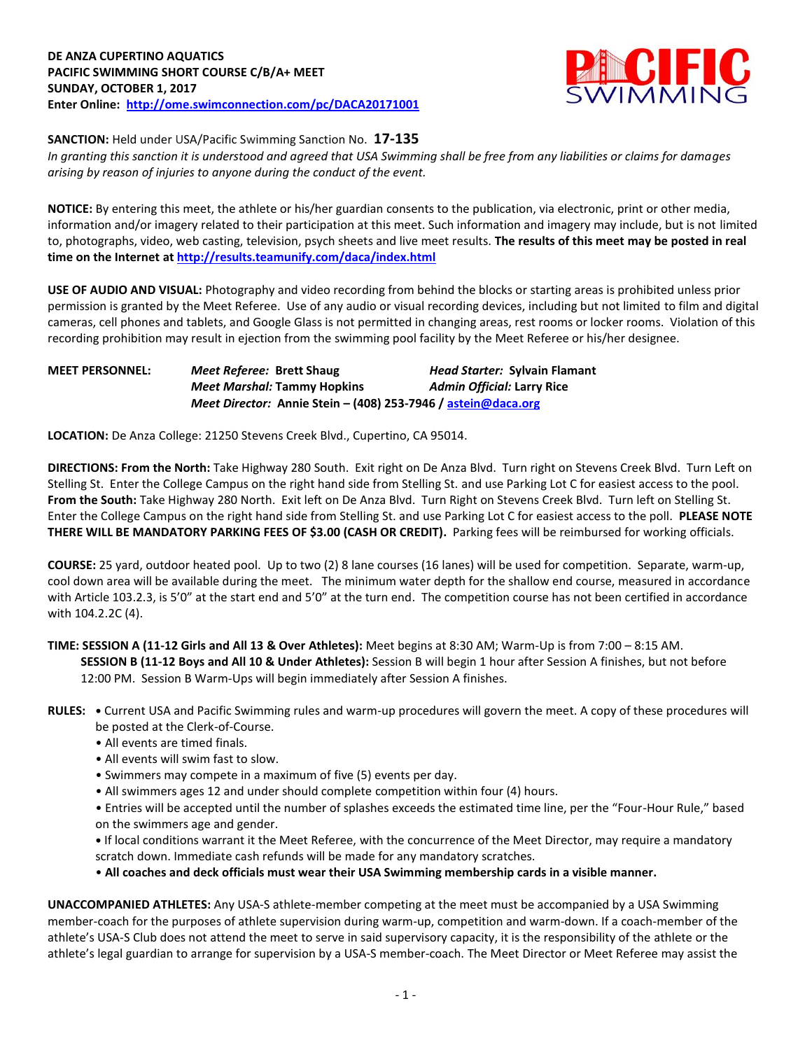**DE ANZA CUPERTINO AQUATICS**
**PACIFIC SWIMMING SHORT COURSE C/B/A+ MEET**
**SUNDAY, OCTOBER 1, 2017**
**Enter Online: http://ome.swimconnection.com/pc/DACA20171001**

**SANCTION:** Held under USA/Pacific Swimming Sanction No. **17-135**
*In granting this sanction it is understood and agreed that USA Swimming shall be free from any liabilities or claims for damages arising by reason of injuries to anyone during the conduct of the event.*

**NOTICE:** By entering this meet, the athlete or his/her guardian consents to the publication, via electronic, print or other media, information and/or imagery related to their participation at this meet. Such information and imagery may include, but is not limited to, photographs, video, web casting, television, psych sheets and live meet results. **The results of this meet may be posted in real time on the Internet at http://results.teamunify.com/daca/index.html**

**USE OF AUDIO AND VISUAL:** Photography and video recording from behind the blocks or starting areas is prohibited unless prior permission is granted by the Meet Referee. Use of any audio or visual recording devices, including but not limited to film and digital cameras, cell phones and tablets, and Google Glass is not permitted in changing areas, rest rooms or locker rooms. Violation of this recording prohibition may result in ejection from the swimming pool facility by the Meet Referee or his/her designee.

**MEET PERSONNEL:**
***Meet Referee:*** **Brett Shaug** ***Head Starter:*** **Sylvain Flamant**
***Meet Marshal:*** **Tammy Hopkins** ***Admin Official:*** **Larry Rice**
***Meet Director:*** **Annie Stein – (408) 253-7946 / astein@daca.org**

**LOCATION:** De Anza College: 21250 Stevens Creek Blvd., Cupertino, CA 95014.

**DIRECTIONS: From the North:** Take Highway 280 South. Exit right on De Anza Blvd. Turn right on Stevens Creek Blvd. Turn Left on Stelling St. Enter the College Campus on the right hand side from Stelling St. and use Parking Lot C for easiest access to the pool. **From the South:** Take Highway 280 North. Exit left on De Anza Blvd. Turn Right on Stevens Creek Blvd. Turn left on Stelling St. Enter the College Campus on the right hand side from Stelling St. and use Parking Lot C for easiest access to the poll. **PLEASE NOTE THERE WILL BE MANDATORY PARKING FEES OF $3.00 (CASH OR CREDIT).** Parking fees will be reimbursed for working officials.

**COURSE:** 25 yard, outdoor heated pool. Up to two (2) 8 lane courses (16 lanes) will be used for competition. Separate, warm-up, cool down area will be available during the meet. The minimum water depth for the shallow end course, measured in accordance with Article 103.2.3, is 5'0" at the start end and 5'0" at the turn end. The competition course has not been certified in accordance with 104.2.2C (4).

**TIME: SESSION A (11-12 Girls and All 13 & Over Athletes):** Meet begins at 8:30 AM; Warm-Up is from 7:00 – 8:15 AM.
**SESSION B (11-12 Boys and All 10 & Under Athletes):** Session B will begin 1 hour after Session A finishes, but not before 12:00 PM. Session B Warm-Ups will begin immediately after Session A finishes.

**RULES:**
- Current USA and Pacific Swimming rules and warm-up procedures will govern the meet. A copy of these procedures will be posted at the Clerk-of-Course.
- All events are timed finals.
- All events will swim fast to slow.
- Swimmers may compete in a maximum of five (5) events per day.
- All swimmers ages 12 and under should complete competition within four (4) hours.
- Entries will be accepted until the number of splashes exceeds the estimated time line, per the "Four-Hour Rule," based on the swimmers age and gender.
- If local conditions warrant it the Meet Referee, with the concurrence of the Meet Director, may require a mandatory scratch down. Immediate cash refunds will be made for any mandatory scratches.
- **All coaches and deck officials must wear their USA Swimming membership cards in a visible manner.**

**UNACCOMPANIED ATHLETES:** Any USA-S athlete-member competing at the meet must be accompanied by a USA Swimming member-coach for the purposes of athlete supervision during warm-up, competition and warm-down. If a coach-member of the athlete's USA-S Club does not attend the meet to serve in said supervisory capacity, it is the responsibility of the athlete or the athlete's legal guardian to arrange for supervision by a USA-S member-coach. The Meet Director or Meet Referee may assist the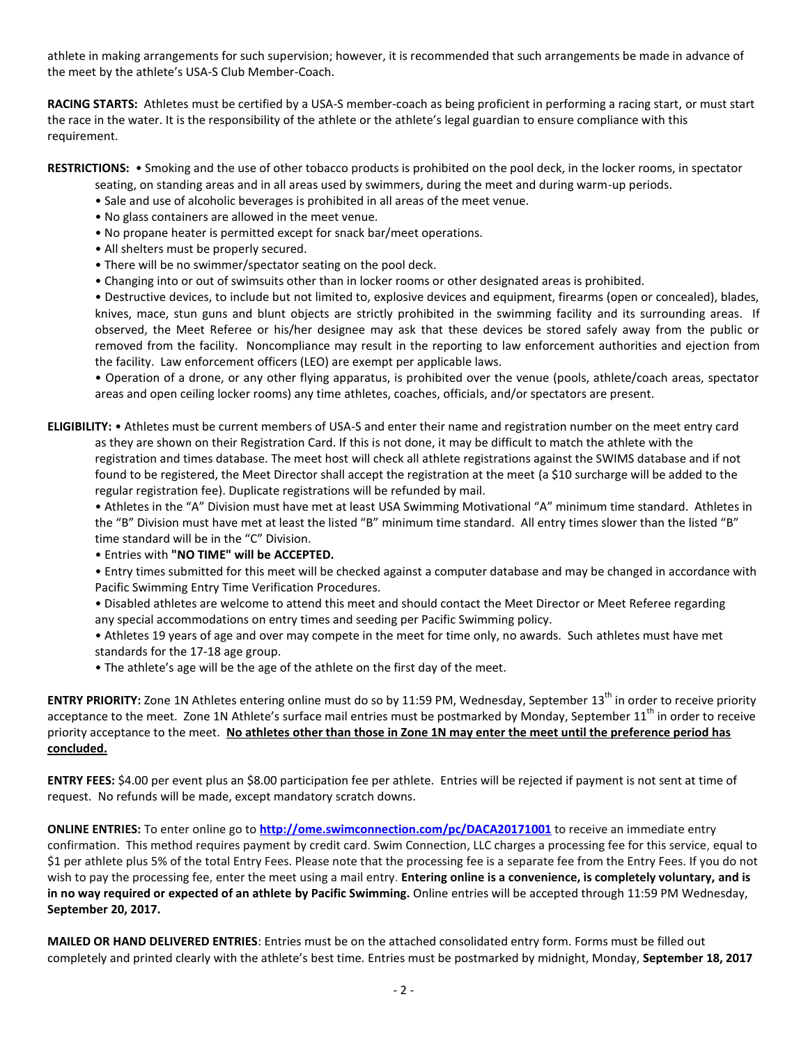athlete in making arrangements for such supervision; however, it is recommended that such arrangements be made in advance of the meet by the athlete's USA-S Club Member-Coach.

**RACING STARTS:** Athletes must be certified by a USA-S member-coach as being proficient in performing a racing start, or must start the race in the water. It is the responsibility of the athlete or the athlete's legal guardian to ensure compliance with this requirement.

**RESTRICTIONS:** • Smoking and the use of other tobacco products is prohibited on the pool deck, in the locker rooms, in spectator seating, on standing areas and in all areas used by swimmers, during the meet and during warm-up periods.

- Sale and use of alcoholic beverages is prohibited in all areas of the meet venue.
- No glass containers are allowed in the meet venue.
- No propane heater is permitted except for snack bar/meet operations.
- All shelters must be properly secured.
- There will be no swimmer/spectator seating on the pool deck.
- Changing into or out of swimsuits other than in locker rooms or other designated areas is prohibited.
- Destructive devices, to include but not limited to, explosive devices and equipment, firearms (open or concealed), blades, knives, mace, stun guns and blunt objects are strictly prohibited in the swimming facility and its surrounding areas. If observed, the Meet Referee or his/her designee may ask that these devices be stored safely away from the public or removed from the facility. Noncompliance may result in the reporting to law enforcement authorities and ejection from the facility. Law enforcement officers (LEO) are exempt per applicable laws.
- Operation of a drone, or any other flying apparatus, is prohibited over the venue (pools, athlete/coach areas, spectator areas and open ceiling locker rooms) any time athletes, coaches, officials, and/or spectators are present.

**ELIGIBILITY:** • Athletes must be current members of USA-S and enter their name and registration number on the meet entry card as they are shown on their Registration Card. If this is not done, it may be difficult to match the athlete with the registration and times database. The meet host will check all athlete registrations against the SWIMS database and if not found to be registered, the Meet Director shall accept the registration at the meet (a $10 surcharge will be added to the regular registration fee). Duplicate registrations will be refunded by mail.

- Athletes in the "A" Division must have met at least USA Swimming Motivational "A" minimum time standard. Athletes in the "B" Division must have met at least the listed "B" minimum time standard. All entry times slower than the listed "B" time standard will be in the "C" Division.
- Entries with **"NO TIME" will be ACCEPTED.**
- Entry times submitted for this meet will be checked against a computer database and may be changed in accordance with Pacific Swimming Entry Time Verification Procedures.
- Disabled athletes are welcome to attend this meet and should contact the Meet Director or Meet Referee regarding any special accommodations on entry times and seeding per Pacific Swimming policy.
- Athletes 19 years of age and over may compete in the meet for time only, no awards. Such athletes must have met standards for the 17-18 age group.
- The athlete's age will be the age of the athlete on the first day of the meet.

**ENTRY PRIORITY:** Zone 1N Athletes entering online must do so by 11:59 PM, Wednesday, September 13th in order to receive priority acceptance to the meet. Zone 1N Athlete's surface mail entries must be postmarked by Monday, September 11th in order to receive priority acceptance to the meet. **<u>No athletes other than those in Zone 1N may enter the meet until the preference period has concluded.</u>**

**ENTRY FEES:** $4.00 per event plus an $8.00 participation fee per athlete. Entries will be rejected if payment is not sent at time of request. No refunds will be made, except mandatory scratch downs.

**ONLINE ENTRIES:** To enter online go to **http://ome.swimconnection.com/pc/DACA20171001** to receive an immediate entry confirmation. This method requires payment by credit card. Swim Connection, LLC charges a processing fee for this service, equal to $1 per athlete plus 5% of the total Entry Fees. Please note that the processing fee is a separate fee from the Entry Fees. If you do not wish to pay the processing fee, enter the meet using a mail entry. **Entering online is a convenience, is completely voluntary, and is in no way required or expected of an athlete by Pacific Swimming.** Online entries will be accepted through 11:59 PM Wednesday, **September 20, 2017.**

**MAILED OR HAND DELIVERED ENTRIES**: Entries must be on the attached consolidated entry form. Forms must be filled out completely and printed clearly with the athlete's best time. Entries must be postmarked by midnight, Monday, **September 18, 2017**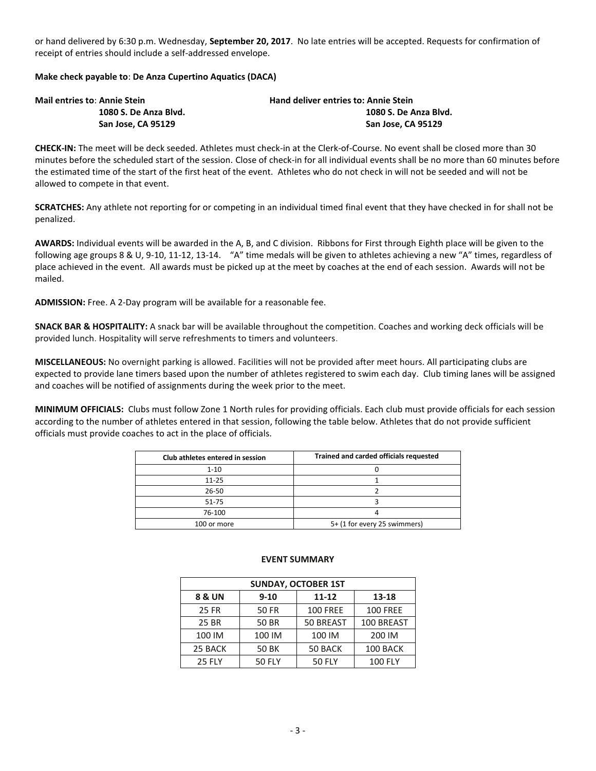or hand delivered by 6:30 p.m. Wednesday, **September 20, 2017**. No late entries will be accepted. Requests for confirmation of receipt of entries should include a self-addressed envelope.

**Make check payable to**: **De Anza Cupertino Aquatics (DACA)**

**Mail entries to**: **Annie Stein**
**1080 S. De Anza Blvd.**
**San Jose, CA 95129**

**Hand deliver entries to: Annie Stein**
**1080 S. De Anza Blvd.**
**San Jose, CA 95129**

**CHECK-IN:** The meet will be deck seeded. Athletes must check-in at the Clerk-of-Course. No event shall be closed more than 30 minutes before the scheduled start of the session. Close of check-in for all individual events shall be no more than 60 minutes before the estimated time of the start of the first heat of the event. Athletes who do not check in will not be seeded and will not be allowed to compete in that event.

**SCRATCHES:** Any athlete not reporting for or competing in an individual timed final event that they have checked in for shall not be penalized.

**AWARDS:** Individual events will be awarded in the A, B, and C division. Ribbons for First through Eighth place will be given to the following age groups 8 & U, 9-10, 11-12, 13-14. "A" time medals will be given to athletes achieving a new "A" times, regardless of place achieved in the event. All awards must be picked up at the meet by coaches at the end of each session. Awards will not be mailed.

**ADMISSION:** Free. A 2-Day program will be available for a reasonable fee.

**SNACK BAR & HOSPITALITY:** A snack bar will be available throughout the competition. Coaches and working deck officials will be provided lunch. Hospitality will serve refreshments to timers and volunteers.

**MISCELLANEOUS:** No overnight parking is allowed. Facilities will not be provided after meet hours. All participating clubs are expected to provide lane timers based upon the number of athletes registered to swim each day. Club timing lanes will be assigned and coaches will be notified of assignments during the week prior to the meet.

**MINIMUM OFFICIALS:** Clubs must follow Zone 1 North rules for providing officials. Each club must provide officials for each session according to the number of athletes entered in that session, following the table below. Athletes that do not provide sufficient officials must provide coaches to act in the place of officials.

| Club athletes entered in session | Trained and carded officials requested |
|---|---|
| 1-10 | 0 |
| 11-25 | 1 |
| 26-50 | 2 |
| 51-75 | 3 |
| 76-100 | 4 |
| 100 or more | 5+ (1 for every 25 swimmers) |

**EVENT SUMMARY**

| SUNDAY, OCTOBER 1ST | | | |
|---|---|---|---|
| **8 & UN** | **9-10** | **11-12** | **13-18** |
| 25 FR | 50 FR | 100 FREE | 100 FREE |
| 25 BR | 50 BR | 50 BREAST | 100 BREAST |
| 100 IM | 100 IM | 100 IM | 200 IM |
| 25 BACK | 50 BK | 50 BACK | 100 BACK |
| 25 FLY | 50 FLY | 50 FLY | 100 FLY |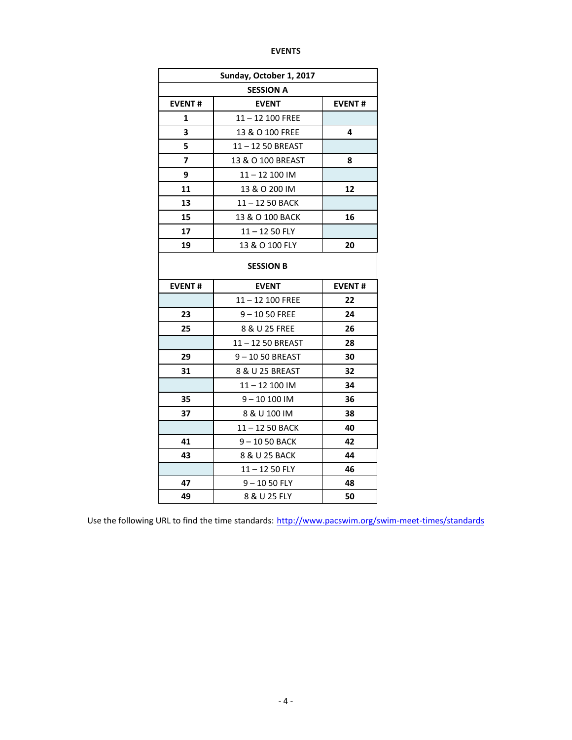## EVENTS

| Sunday, October 1, 2017 | | |
|---|---|---|
| **SESSION A** | | |
| **EVENT #** | **EVENT** | **EVENT #** |
| **1** | 11 – 12 100 FREE | |
| **3** | 13 & O 100 FREE | **4** |
| **5** | 11 – 12 50 BREAST | |
| **7** | 13 & O 100 BREAST | **8** |
| **9** | 11 – 12 100 IM | |
| **11** | 13 & O 200 IM | **12** |
| **13** | 11 – 12 50 BACK | |
| **15** | 13 & O 100 BACK | **16** |
| **17** | 11 – 12 50 FLY | |
| **19** | 13 & O 100 FLY | **20** |
| **SESSION B** | | |
| **EVENT #** | **EVENT** | **EVENT #** |
| | 11 – 12 100 FREE | **22** |
| **23** | 9 – 10 50 FREE | **24** |
| **25** | 8 & U 25 FREE | **26** |
| | 11 – 12 50 BREAST | **28** |
| **29** | 9 – 10 50 BREAST | **30** |
| **31** | 8 & U 25 BREAST | **32** |
| | 11 – 12 100 IM | **34** |
| **35** | 9 – 10 100 IM | **36** |
| **37** | 8 & U 100 IM | **38** |
| | 11 – 12 50 BACK | **40** |
| **41** | 9 – 10 50 BACK | **42** |
| **43** | 8 & U 25 BACK | **44** |
| | 11 – 12 50 FLY | **46** |
| **47** | 9 – 10 50 FLY | **48** |
| **49** | 8 & U 25 FLY | **50** |

Use the following URL to find the time standards: http://www.pacswim.org/swim-meet-times/standards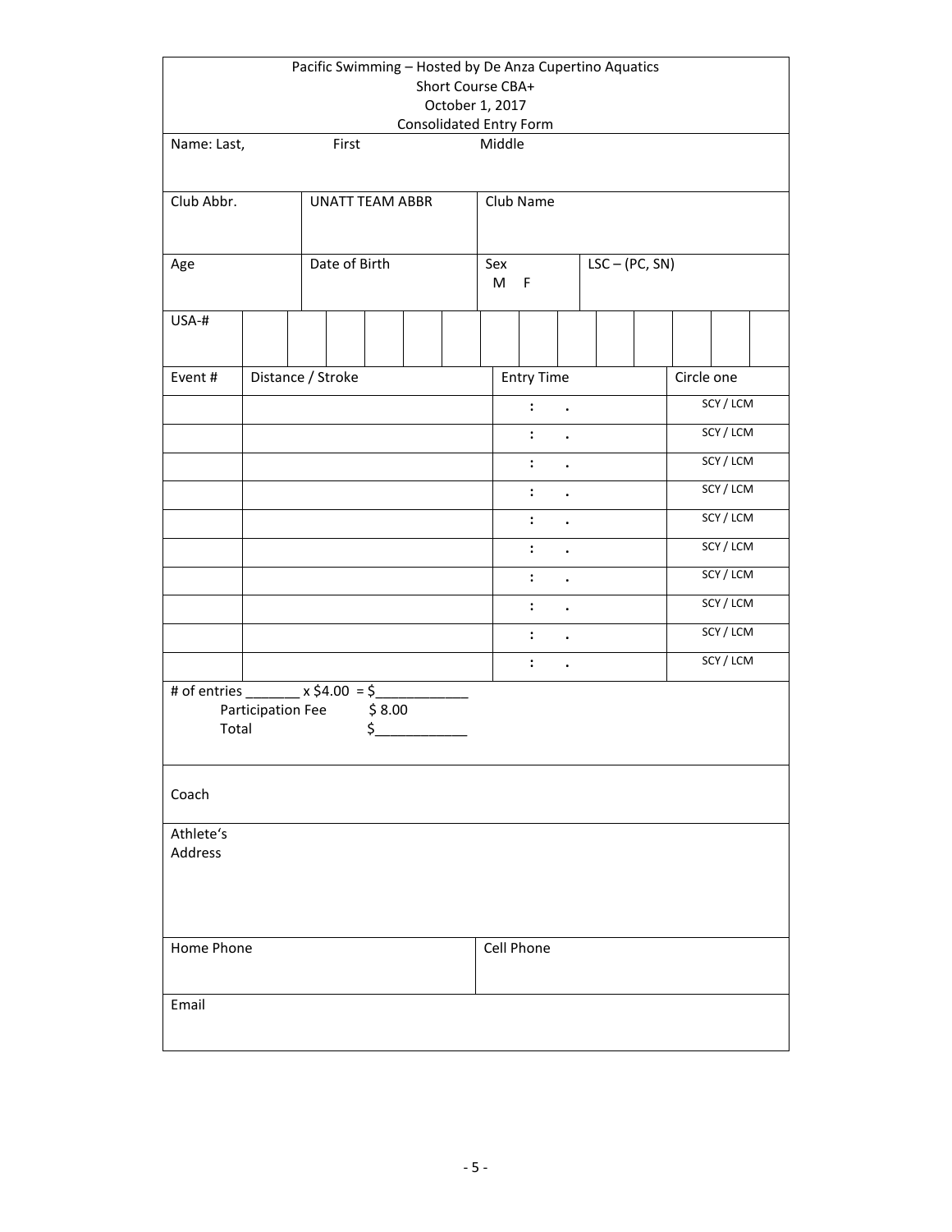Pacific Swimming – Hosted by De Anza Cupertino Aquatics
Short Course CBA+
October 1, 2017
Consolidated Entry Form

| Name: Last, | First | Middle |
| --- | --- | --- |
| | | |

| Club Abbr. | UNATT TEAM ABBR | Club Name |
| --- | --- | --- |
| | | |

| Age | Date of Birth | Sex M F | LSC – (PC, SN) |
| --- | --- | --- | --- |
| | | | |

| USA-# | | | | | | | | | | | | | | |
| --- | --- | --- | --- | --- | --- | --- | --- | --- | --- | --- | --- | --- | --- | --- |

| Event # | Distance / Stroke | Entry Time | Circle one |
| --- | --- | --- | --- |
| | | : . | SCY / LCM |
| | | : . | SCY / LCM |
| | | : . | SCY / LCM |
| | | : . | SCY / LCM |
| | | : . | SCY / LCM |
| | | : . | SCY / LCM |
| | | : . | SCY / LCM |
| | | : . | SCY / LCM |
| | | : . | SCY / LCM |
| | | : . | SCY / LCM |

# of entries _______ x $4.00 = $____________
Participation Fee $ 8.00
Total $____________

Coach

Athlete's Address

| Home Phone | Cell Phone |
| --- | --- |
| | |

Email